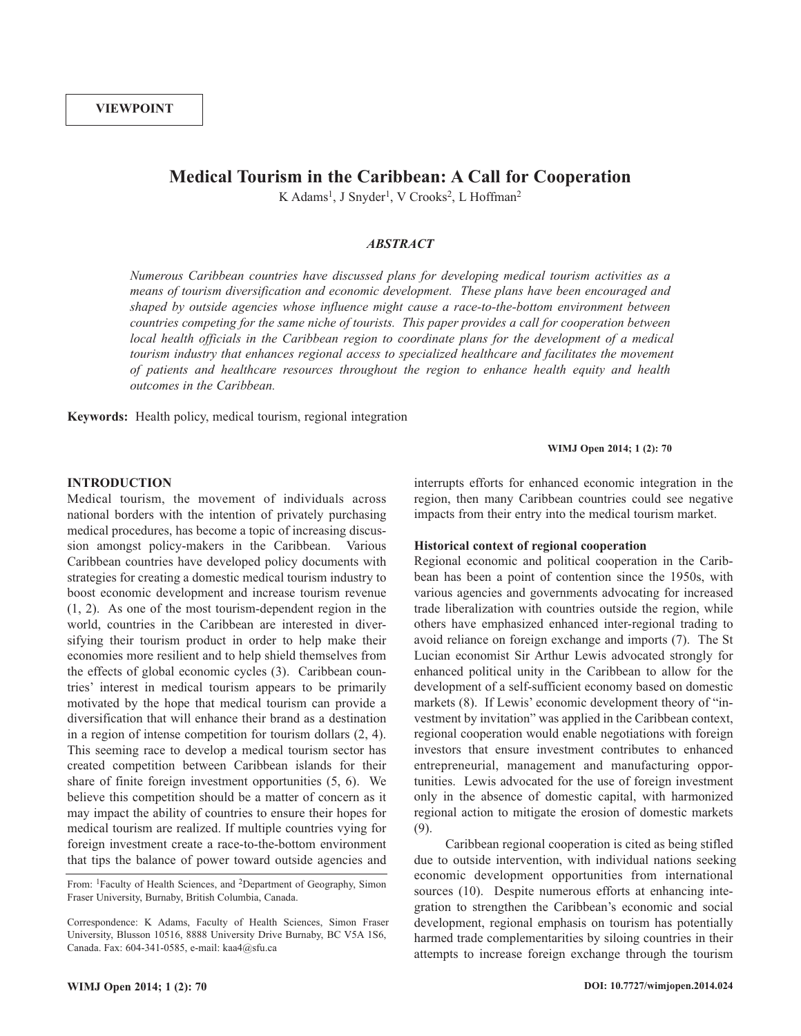VIEWPOINT

# Medical Tourism in the Caribbean: A Call for Cooperation

K Adams[1], J Snyder[1], V Crooks[2], L Hoffman[2]

### *ABSTRACT*

*Numerous Caribbean countries have discussed plans for developing medical tourism activities as a means of tourism diversification and economic development. These plans have been encouraged and shaped by outside agencies whose influence might cause a race-to-the-bottom environment between countries competing for the same niche of tourists. This paper provides a call for cooperation between local health officials in the Caribbean region to coordinate plans for the development of a medical tourism industry that enhances regional access to specialized healthcare and facilitates the movement of patients and healthcare resources throughout the region to enhance health equity and health outcomes in the Caribbean.*

**Keywords:** Health policy, medical tourism, regional integration

## INTRODUCTION

Medical tourism, the movement of individuals across national borders with the intention of privately purchasing medical procedures, has become a topic of increasing discussion amongst policy-makers in the Caribbean. Various Caribbean countries have developed policy documents with strategies for creating a domestic medical tourism industry to boost economic development and increase tourism revenue (1, 2). As one of the most tourism-dependent region in the world, countries in the Caribbean are interested in diversifying their tourism product in order to help make their economies more resilient and to help shield themselves from the effects of global economic cycles (3). Caribbean countries' interest in medical tourism appears to be primarily motivated by the hope that medical tourism can provide a diversification that will enhance their brand as a destination in a region of intense competition for tourism dollars (2, 4). This seeming race to develop a medical tourism sector has created competition between Caribbean islands for their share of finite foreign investment opportunities (5, 6). We believe this competition should be a matter of concern as it may impact the ability of countries to ensure their hopes for medical tourism are realized. If multiple countries vying for foreign investment create a race-to-the-bottom environment that tips the balance of power toward outside agencies and interrupts efforts for enhanced economic integration in the region, then many Caribbean countries could see negative impacts from their entry into the medical tourism market.

### Historical context of regional cooperation

Regional economic and political cooperation in the Caribbean has been a point of contention since the 1950s, with various agencies and governments advocating for increased trade liberalization with countries outside the region, while others have emphasized enhanced inter-regional trading to avoid reliance on foreign exchange and imports (7). The St Lucian economist Sir Arthur Lewis advocated strongly for enhanced political unity in the Caribbean to allow for the development of a self-sufficient economy based on domestic markets (8). If Lewis' economic development theory of "investment by invitation" was applied in the Caribbean context, regional cooperation would enable negotiations with foreign investors that ensure investment contributes to enhanced entrepreneurial, management and manufacturing opportunities. Lewis advocated for the use of foreign investment only in the absence of domestic capital, with harmonized regional action to mitigate the erosion of domestic markets (9).

Caribbean regional cooperation is cited as being stifled due to outside intervention, with individual nations seeking economic development opportunities from international sources (10). Despite numerous efforts at enhancing integration to strengthen the Caribbean's economic and social development, regional emphasis on tourism has potentially harmed trade complementarities by siloing countries in their attempts to increase foreign exchange through the tourism

From: [1]Faculty of Health Sciences, and [2]Department of Geography, Simon Fraser University, Burnaby, British Columbia, Canada.

Correspondence: K Adams, Faculty of Health Sciences, Simon Fraser University, Blusson 10516, 8888 University Drive Burnaby, BC V5A 1S6, Canada. Fax: 604-341-0585, e-mail: kaa4@sfu.ca

DOI: 10.7727/wimjopen.2014.024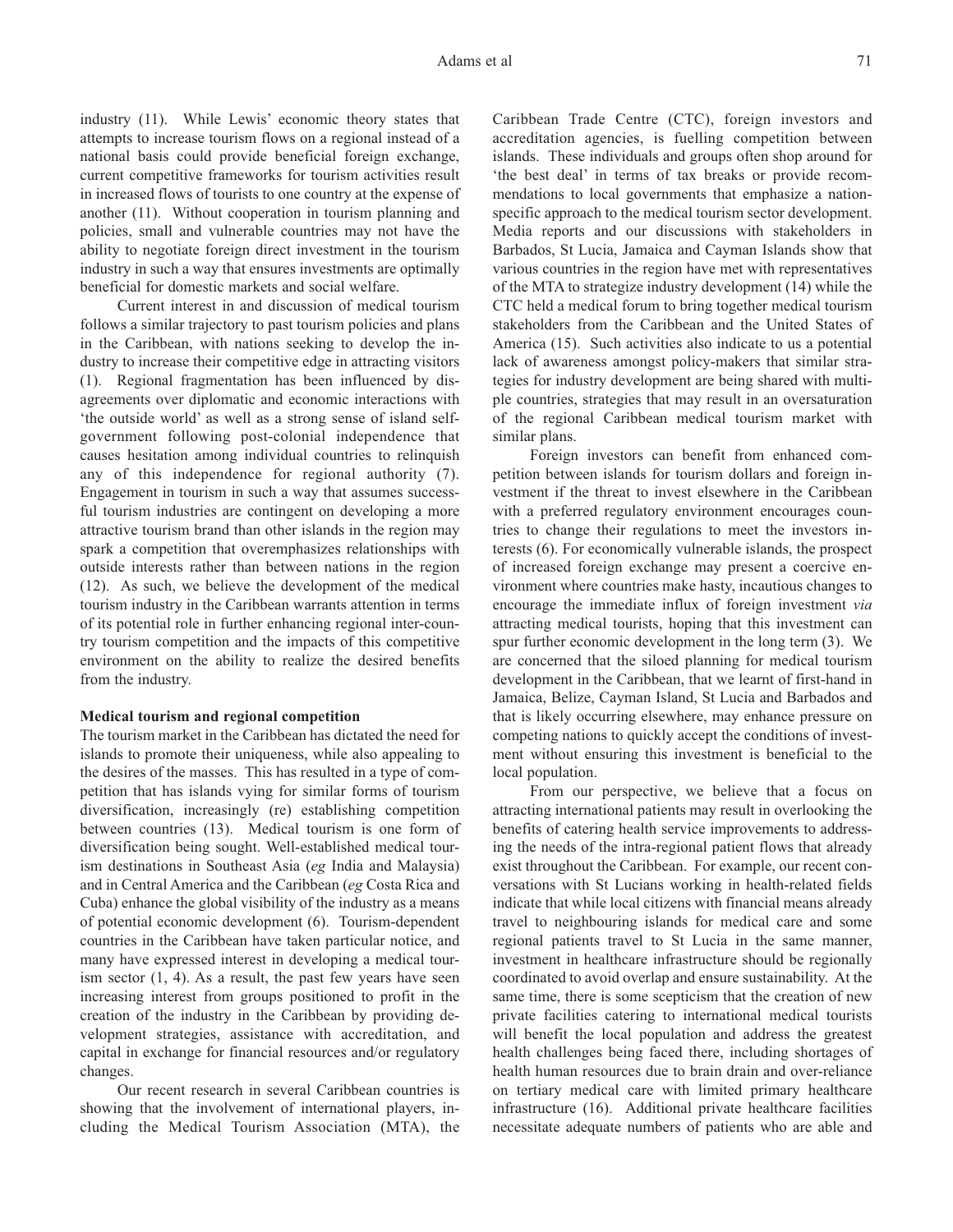industry (11). While Lewis' economic theory states that attempts to increase tourism flows on a regional instead of a national basis could provide beneficial foreign exchange, current competitive frameworks for tourism activities result in increased flows of tourists to one country at the expense of another (11). Without cooperation in tourism planning and policies, small and vulnerable countries may not have the ability to negotiate foreign direct investment in the tourism industry in such a way that ensures investments are optimally beneficial for domestic markets and social welfare.

Current interest in and discussion of medical tourism follows a similar trajectory to past tourism policies and plans in the Caribbean, with nations seeking to develop the industry to increase their competitive edge in attracting visitors (1). Regional fragmentation has been influenced by disagreements over diplomatic and economic interactions with 'the outside world' as well as a strong sense of island self-government following post-colonial independence that causes hesitation among individual countries to relinquish any of this independence for regional authority (7). Engagement in tourism in such a way that assumes successful tourism industries are contingent on developing a more attractive tourism brand than other islands in the region may spark a competition that overemphasizes relationships with outside interests rather than between nations in the region (12). As such, we believe the development of the medical tourism industry in the Caribbean warrants attention in terms of its potential role in further enhancing regional inter-country tourism competition and the impacts of this competitive environment on the ability to realize the desired benefits from the industry.

**Medical tourism and regional competition**

The tourism market in the Caribbean has dictated the need for islands to promote their uniqueness, while also appealing to the desires of the masses. This has resulted in a type of competition that has islands vying for similar forms of tourism diversification, increasingly (re) establishing competition between countries (13). Medical tourism is one form of diversification being sought. Well-established medical tourism destinations in Southeast Asia (*eg* India and Malaysia) and in Central America and the Caribbean (*eg* Costa Rica and Cuba) enhance the global visibility of the industry as a means of potential economic development (6). Tourism-dependent countries in the Caribbean have taken particular notice, and many have expressed interest in developing a medical tourism sector (1, 4). As a result, the past few years have seen increasing interest from groups positioned to profit in the creation of the industry in the Caribbean by providing development strategies, assistance with accreditation, and capital in exchange for financial resources and/or regulatory changes.

Our recent research in several Caribbean countries is showing that the involvement of international players, including the Medical Tourism Association (MTA), the Caribbean Trade Centre (CTC), foreign investors and accreditation agencies, is fuelling competition between islands. These individuals and groups often shop around for 'the best deal' in terms of tax breaks or provide recommendations to local governments that emphasize a nation-specific approach to the medical tourism sector development. Media reports and our discussions with stakeholders in Barbados, St Lucia, Jamaica and Cayman Islands show that various countries in the region have met with representatives of the MTA to strategize industry development (14) while the CTC held a medical forum to bring together medical tourism stakeholders from the Caribbean and the United States of America (15). Such activities also indicate to us a potential lack of awareness amongst policy-makers that similar strategies for industry development are being shared with multiple countries, strategies that may result in an oversaturation of the regional Caribbean medical tourism market with similar plans.

Foreign investors can benefit from enhanced competition between islands for tourism dollars and foreign investment if the threat to invest elsewhere in the Caribbean with a preferred regulatory environment encourages countries to change their regulations to meet the investors interests (6). For economically vulnerable islands, the prospect of increased foreign exchange may present a coercive environment where countries make hasty, incautious changes to encourage the immediate influx of foreign investment *via* attracting medical tourists, hoping that this investment can spur further economic development in the long term (3). We are concerned that the siloed planning for medical tourism development in the Caribbean, that we learnt of first-hand in Jamaica, Belize, Cayman Island, St Lucia and Barbados and that is likely occurring elsewhere, may enhance pressure on competing nations to quickly accept the conditions of investment without ensuring this investment is beneficial to the local population.

From our perspective, we believe that a focus on attracting international patients may result in overlooking the benefits of catering health service improvements to addressing the needs of the intra-regional patient flows that already exist throughout the Caribbean. For example, our recent conversations with St Lucians working in health-related fields indicate that while local citizens with financial means already travel to neighbouring islands for medical care and some regional patients travel to St Lucia in the same manner, investment in healthcare infrastructure should be regionally coordinated to avoid overlap and ensure sustainability. At the same time, there is some scepticism that the creation of new private facilities catering to international medical tourists will benefit the local population and address the greatest health challenges being faced there, including shortages of health human resources due to brain drain and over-reliance on tertiary medical care with limited primary healthcare infrastructure (16). Additional private healthcare facilities necessitate adequate numbers of patients who are able and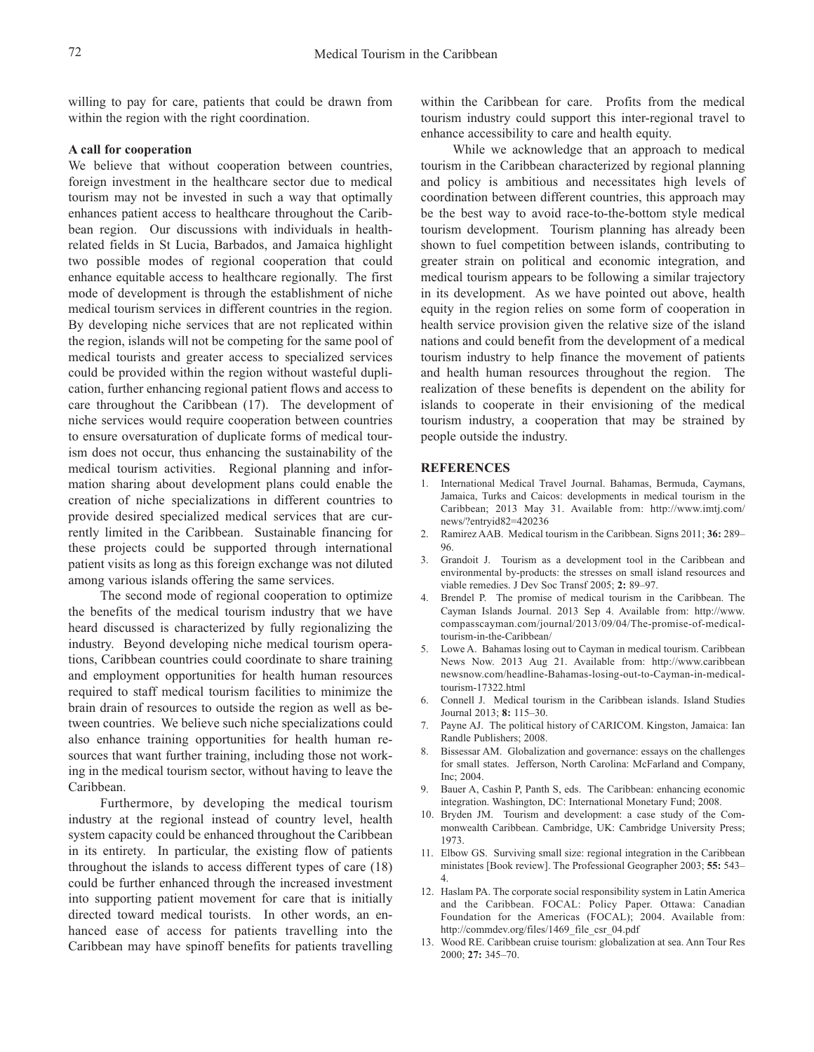willing to pay for care, patients that could be drawn from within the region with the right coordination.

### A call for cooperation

We believe that without cooperation between countries, foreign investment in the healthcare sector due to medical tourism may not be invested in such a way that optimally enhances patient access to healthcare throughout the Caribbean region. Our discussions with individuals in health-related fields in St Lucia, Barbados, and Jamaica highlight two possible modes of regional cooperation that could enhance equitable access to healthcare regionally. The first mode of development is through the establishment of niche medical tourism services in different countries in the region. By developing niche services that are not replicated within the region, islands will not be competing for the same pool of medical tourists and greater access to specialized services could be provided within the region without wasteful duplication, further enhancing regional patient flows and access to care throughout the Caribbean (17). The development of niche services would require cooperation between countries to ensure oversaturation of duplicate forms of medical tourism does not occur, thus enhancing the sustainability of the medical tourism activities. Regional planning and information sharing about development plans could enable the creation of niche specializations in different countries to provide desired specialized medical services that are currently limited in the Caribbean. Sustainable financing for these projects could be supported through international patient visits as long as this foreign exchange was not diluted among various islands offering the same services.

The second mode of regional cooperation to optimize the benefits of the medical tourism industry that we have heard discussed is characterized by fully regionalizing the industry. Beyond developing niche medical tourism operations, Caribbean countries could coordinate to share training and employment opportunities for health human resources required to staff medical tourism facilities to minimize the brain drain of resources to outside the region as well as between countries. We believe such niche specializations could also enhance training opportunities for health human resources that want further training, including those not working in the medical tourism sector, without having to leave the Caribbean.

Furthermore, by developing the medical tourism industry at the regional instead of country level, health system capacity could be enhanced throughout the Caribbean in its entirety. In particular, the existing flow of patients throughout the islands to access different types of care (18) could be further enhanced through the increased investment into supporting patient movement for care that is initially directed toward medical tourists. In other words, an enhanced ease of access for patients travelling into the Caribbean may have spinoff benefits for patients travelling within the Caribbean for care. Profits from the medical tourism industry could support this inter-regional travel to enhance accessibility to care and health equity.

While we acknowledge that an approach to medical tourism in the Caribbean characterized by regional planning and policy is ambitious and necessitates high levels of coordination between different countries, this approach may be the best way to avoid race-to-the-bottom style medical tourism development. Tourism planning has already been shown to fuel competition between islands, contributing to greater strain on political and economic integration, and medical tourism appears to be following a similar trajectory in its development. As we have pointed out above, health equity in the region relies on some form of cooperation in health service provision given the relative size of the island nations and could benefit from the development of a medical tourism industry to help finance the movement of patients and health human resources throughout the region. The realization of these benefits is dependent on the ability for islands to cooperate in their envisioning of the medical tourism industry, a cooperation that may be strained by people outside the industry.

## REFERENCES

1. International Medical Travel Journal. Bahamas, Bermuda, Caymans, Jamaica, Turks and Caicos: developments in medical tourism in the Caribbean; 2013 May 31. Available from: http://www.imtj.com/news/?entryid82=420236
2. Ramirez AAB. Medical tourism in the Caribbean. Signs 2011; **36:** 289–96.
3. Grandoit J. Tourism as a development tool in the Caribbean and environmental by-products: the stresses on small island resources and viable remedies. J Dev Soc Transf 2005; **2:** 89–97.
4. Brendel P. The promise of medical tourism in the Caribbean. The Cayman Islands Journal. 2013 Sep 4. Available from: http://www.compasscayman.com/journal/2013/09/04/The-promise-of-medical-tourism-in-the-Caribbean/
5. Lowe A. Bahamas losing out to Cayman in medical tourism. Caribbean News Now. 2013 Aug 21. Available from: http://www.caribbeannewsnow.com/headline-Bahamas-losing-out-to-Cayman-in-medical-tourism-17322.html
6. Connell J. Medical tourism in the Caribbean islands. Island Studies Journal 2013; **8:** 115–30.
7. Payne AJ. The political history of CARICOM. Kingston, Jamaica: Ian Randle Publishers; 2008.
8. Bissessar AM. Globalization and governance: essays on the challenges for small states. Jefferson, North Carolina: McFarland and Company, Inc; 2004.
9. Bauer A, Cashin P, Panth S, eds. The Caribbean: enhancing economic integration. Washington, DC: International Monetary Fund; 2008.
10. Bryden JM. Tourism and development: a case study of the Commonwealth Caribbean. Cambridge, UK: Cambridge University Press; 1973.
11. Elbow GS. Surviving small size: regional integration in the Caribbean ministates [Book review]. The Professional Geographer 2003; **55:** 543–4.
12. Haslam PA. The corporate social responsibility system in Latin America and the Caribbean. FOCAL: Policy Paper. Ottawa: Canadian Foundation for the Americas (FOCAL); 2004. Available from: http://commdev.org/files/1469_file_csr_04.pdf
13. Wood RE. Caribbean cruise tourism: globalization at sea. Ann Tour Res 2000; **27:** 345–70.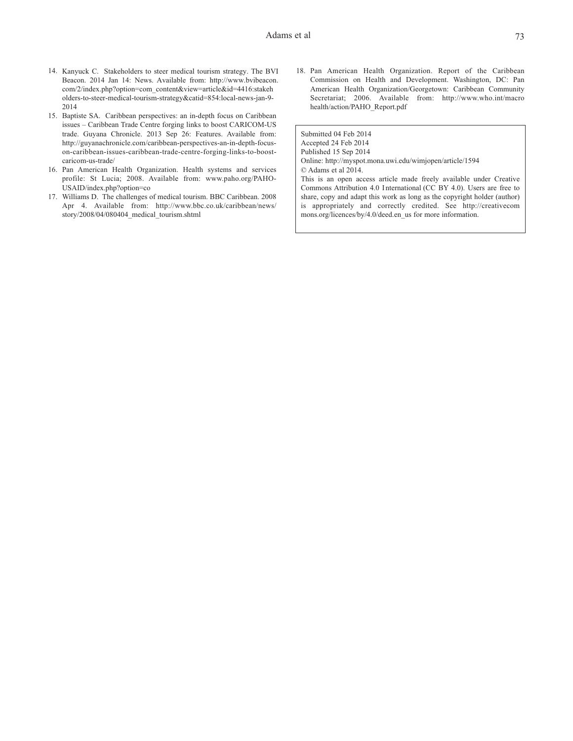14. Kanyuck C. Stakeholders to steer medical tourism strategy. The BVI Beacon. 2014 Jan 14: News. Available from: http://www.bvibeacon.com/2/index.php?option=com_content&view=article&id=4416:stakeholders-to-steer-medical-tourism-strategy&catid=854:local-news-jan-9-2014
15. Baptiste SA. Caribbean perspectives: an in-depth focus on Caribbean issues – Caribbean Trade Centre forging links to boost CARICOM-US trade. Guyana Chronicle. 2013 Sep 26: Features. Available from: http://guyanachronicle.com/caribbean-perspectives-an-in-depth-focus-on-caribbean-issues-caribbean-trade-centre-forging-links-to-boost-caricom-us-trade/
16. Pan American Health Organization. Health systems and services profile: St Lucia; 2008. Available from: www.paho.org/PAHO-USAID/index.php?option=co
17. Williams D. The challenges of medical tourism. BBC Caribbean. 2008 Apr 4. Available from: http://www.bbc.co.uk/caribbean/news/story/2008/04/080404_medical_tourism.shtml
18. Pan American Health Organization. Report of the Caribbean Commission on Health and Development. Washington, DC: Pan American Health Organization/Georgetown: Caribbean Community Secretariat; 2006. Available from: http://www.who.int/macrohealth/action/PAHO_Report.pdf

Submitted 04 Feb 2014
Accepted 24 Feb 2014
Published 15 Sep 2014
Online: http://myspot.mona.uwi.edu/wimjopen/article/1594
© Adams et al 2014.
This is an open access article made freely available under Creative Commons Attribution 4.0 International (CC BY 4.0). Users are free to share, copy and adapt this work as long as the copyright holder (author) is appropriately and correctly credited. See http://creativecommons.org/licences/by/4.0/deed.en_us for more information.